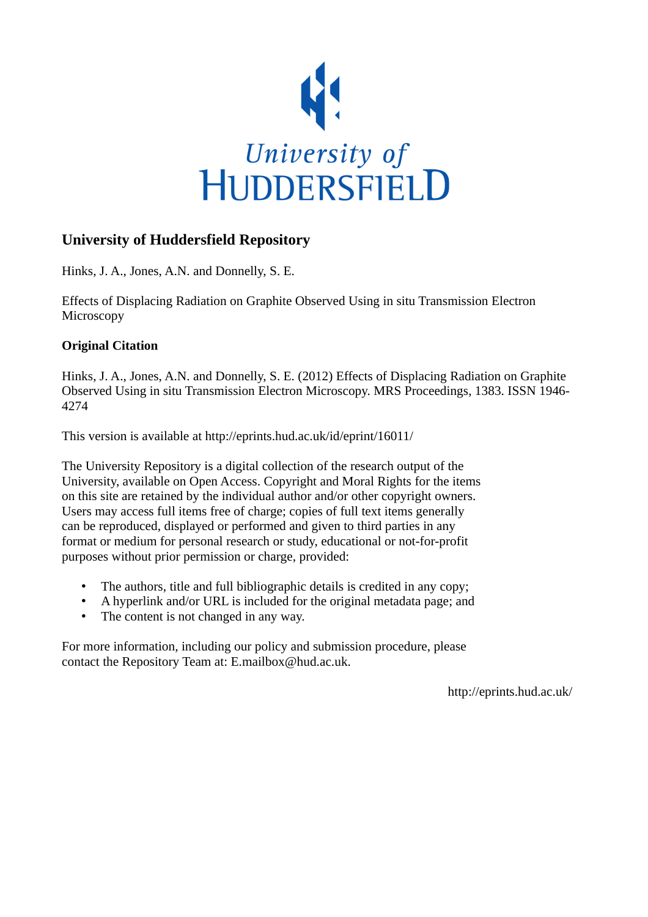University of HUDDERSFIELD

## University of Huddersfield Repository

Hinks, J. A., Jones, A.N. and Donnelly, S. E.

Effects of Displacing Radiation on Graphite Observed Using in situ Transmission Electron Microscopy

### Original Citation

Hinks, J. A., Jones, A.N. and Donnelly, S. E. (2012) Effects of Displacing Radiation on Graphite Observed Using in situ Transmission Electron Microscopy. MRS Proceedings, 1383. ISSN 1946-4274

This version is available at http://eprints.hud.ac.uk/id/eprint/16011/

The University Repository is a digital collection of the research output of the University, available on Open Access. Copyright and Moral Rights for the items on this site are retained by the individual author and/or other copyright owners. Users may access full items free of charge; copies of full text items generally can be reproduced, displayed or performed and given to third parties in any format or medium for personal research or study, educational or not-for-profit purposes without prior permission or charge, provided:

- The authors, title and full bibliographic details is credited in any copy;
- A hyperlink and/or URL is included for the original metadata page; and
- The content is not changed in any way.

For more information, including our policy and submission procedure, please contact the Repository Team at: E.mailbox@hud.ac.uk.

http://eprints.hud.ac.uk/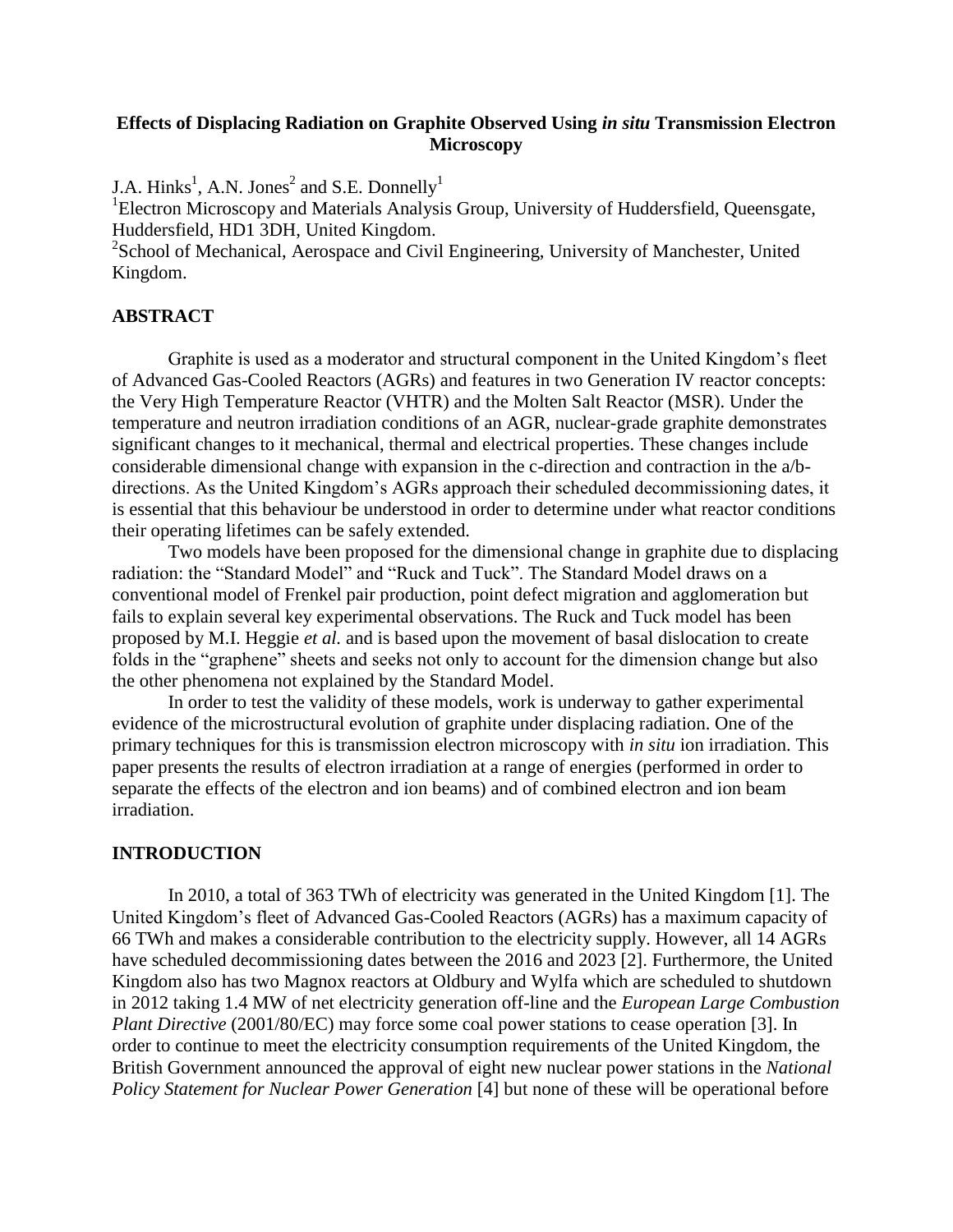# Effects of Displacing Radiation on Graphite Observed Using *in situ* Transmission Electron Microscopy

J.A. Hinks[1], A.N. Jones[2] and S.E. Donnelly[1]

[1]Electron Microscopy and Materials Analysis Group, University of Huddersfield, Queensgate, Huddersfield, HD1 3DH, United Kingdom.

[2]School of Mechanical, Aerospace and Civil Engineering, University of Manchester, United Kingdom.

## ABSTRACT

Graphite is used as a moderator and structural component in the United Kingdom's fleet of Advanced Gas-Cooled Reactors (AGRs) and features in two Generation IV reactor concepts: the Very High Temperature Reactor (VHTR) and the Molten Salt Reactor (MSR). Under the temperature and neutron irradiation conditions of an AGR, nuclear-grade graphite demonstrates significant changes to it mechanical, thermal and electrical properties. These changes include considerable dimensional change with expansion in the c-direction and contraction in the a/b-directions. As the United Kingdom's AGRs approach their scheduled decommissioning dates, it is essential that this behaviour be understood in order to determine under what reactor conditions their operating lifetimes can be safely extended.

Two models have been proposed for the dimensional change in graphite due to displacing radiation: the "Standard Model" and "Ruck and Tuck". The Standard Model draws on a conventional model of Frenkel pair production, point defect migration and agglomeration but fails to explain several key experimental observations. The Ruck and Tuck model has been proposed by M.I. Heggie *et al.* and is based upon the movement of basal dislocation to create folds in the "graphene" sheets and seeks not only to account for the dimension change but also the other phenomena not explained by the Standard Model.

In order to test the validity of these models, work is underway to gather experimental evidence of the microstructural evolution of graphite under displacing radiation. One of the primary techniques for this is transmission electron microscopy with *in situ* ion irradiation. This paper presents the results of electron irradiation at a range of energies (performed in order to separate the effects of the electron and ion beams) and of combined electron and ion beam irradiation.

## INTRODUCTION

In 2010, a total of 363 TWh of electricity was generated in the United Kingdom [1]. The United Kingdom's fleet of Advanced Gas-Cooled Reactors (AGRs) has a maximum capacity of 66 TWh and makes a considerable contribution to the electricity supply. However, all 14 AGRs have scheduled decommissioning dates between the 2016 and 2023 [2]. Furthermore, the United Kingdom also has two Magnox reactors at Oldbury and Wylfa which are scheduled to shutdown in 2012 taking 1.4 MW of net electricity generation off-line and the *European Large Combustion Plant Directive* (2001/80/EC) may force some coal power stations to cease operation [3]. In order to continue to meet the electricity consumption requirements of the United Kingdom, the British Government announced the approval of eight new nuclear power stations in the *National Policy Statement for Nuclear Power Generation* [4] but none of these will be operational before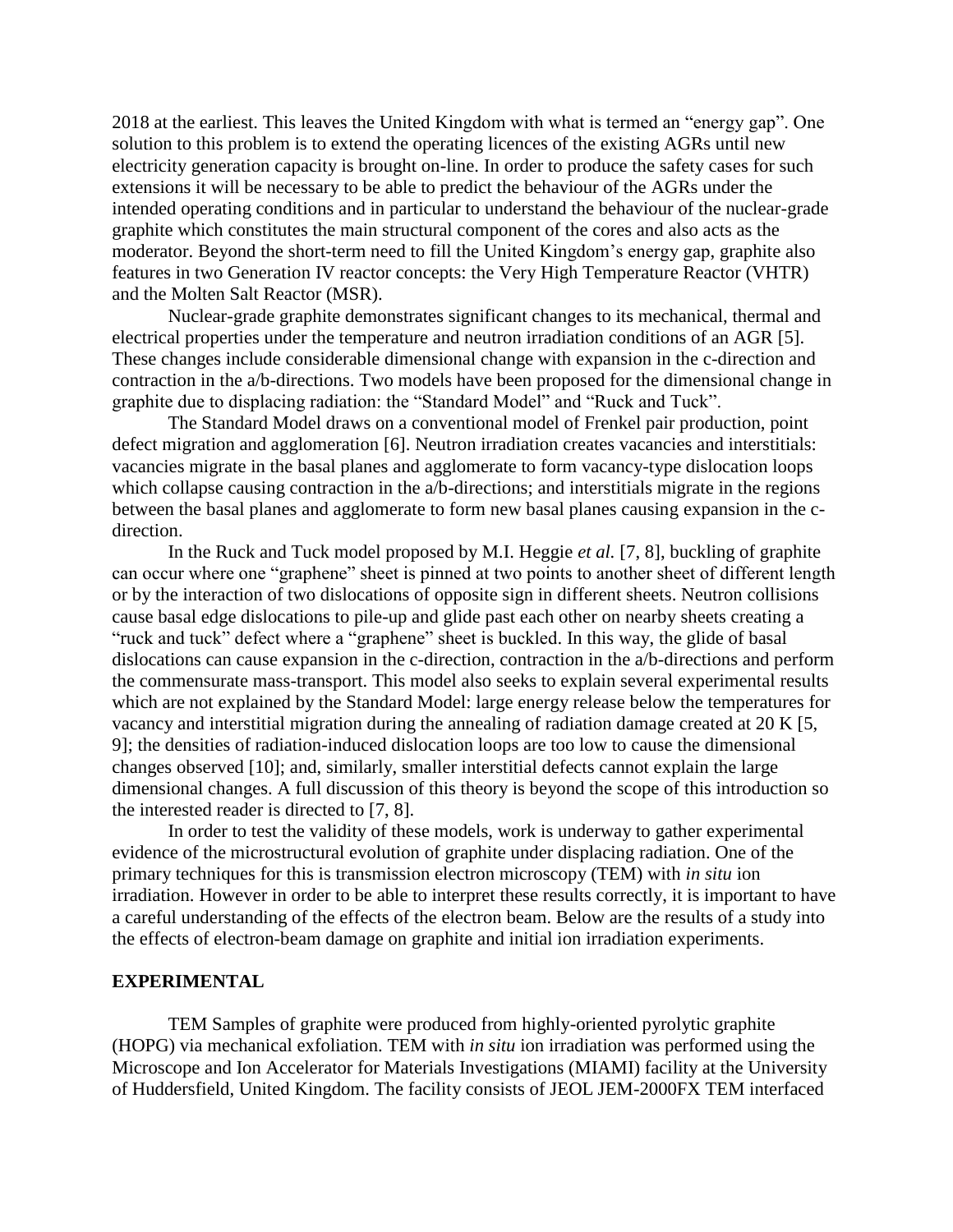2018 at the earliest. This leaves the United Kingdom with what is termed an "energy gap". One solution to this problem is to extend the operating licences of the existing AGRs until new electricity generation capacity is brought on-line. In order to produce the safety cases for such extensions it will be necessary to be able to predict the behaviour of the AGRs under the intended operating conditions and in particular to understand the behaviour of the nuclear-grade graphite which constitutes the main structural component of the cores and also acts as the moderator. Beyond the short-term need to fill the United Kingdom's energy gap, graphite also features in two Generation IV reactor concepts: the Very High Temperature Reactor (VHTR) and the Molten Salt Reactor (MSR).

Nuclear-grade graphite demonstrates significant changes to its mechanical, thermal and electrical properties under the temperature and neutron irradiation conditions of an AGR [5]. These changes include considerable dimensional change with expansion in the c-direction and contraction in the a/b-directions. Two models have been proposed for the dimensional change in graphite due to displacing radiation: the "Standard Model" and "Ruck and Tuck".

The Standard Model draws on a conventional model of Frenkel pair production, point defect migration and agglomeration [6]. Neutron irradiation creates vacancies and interstitials: vacancies migrate in the basal planes and agglomerate to form vacancy-type dislocation loops which collapse causing contraction in the a/b-directions; and interstitials migrate in the regions between the basal planes and agglomerate to form new basal planes causing expansion in the c-direction.

In the Ruck and Tuck model proposed by M.I. Heggie *et al.* [7, 8], buckling of graphite can occur where one "graphene" sheet is pinned at two points to another sheet of different length or by the interaction of two dislocations of opposite sign in different sheets. Neutron collisions cause basal edge dislocations to pile-up and glide past each other on nearby sheets creating a "ruck and tuck" defect where a "graphene" sheet is buckled. In this way, the glide of basal dislocations can cause expansion in the c-direction, contraction in the a/b-directions and perform the commensurate mass-transport. This model also seeks to explain several experimental results which are not explained by the Standard Model: large energy release below the temperatures for vacancy and interstitial migration during the annealing of radiation damage created at 20 K [5, 9]; the densities of radiation-induced dislocation loops are too low to cause the dimensional changes observed [10]; and, similarly, smaller interstitial defects cannot explain the large dimensional changes. A full discussion of this theory is beyond the scope of this introduction so the interested reader is directed to [7, 8].

In order to test the validity of these models, work is underway to gather experimental evidence of the microstructural evolution of graphite under displacing radiation. One of the primary techniques for this is transmission electron microscopy (TEM) with *in situ* ion irradiation. However in order to be able to interpret these results correctly, it is important to have a careful understanding of the effects of the electron beam. Below are the results of a study into the effects of electron-beam damage on graphite and initial ion irradiation experiments.

## EXPERIMENTAL

TEM Samples of graphite were produced from highly-oriented pyrolytic graphite (HOPG) via mechanical exfoliation. TEM with *in situ* ion irradiation was performed using the Microscope and Ion Accelerator for Materials Investigations (MIAMI) facility at the University of Huddersfield, United Kingdom. The facility consists of JEOL JEM-2000FX TEM interfaced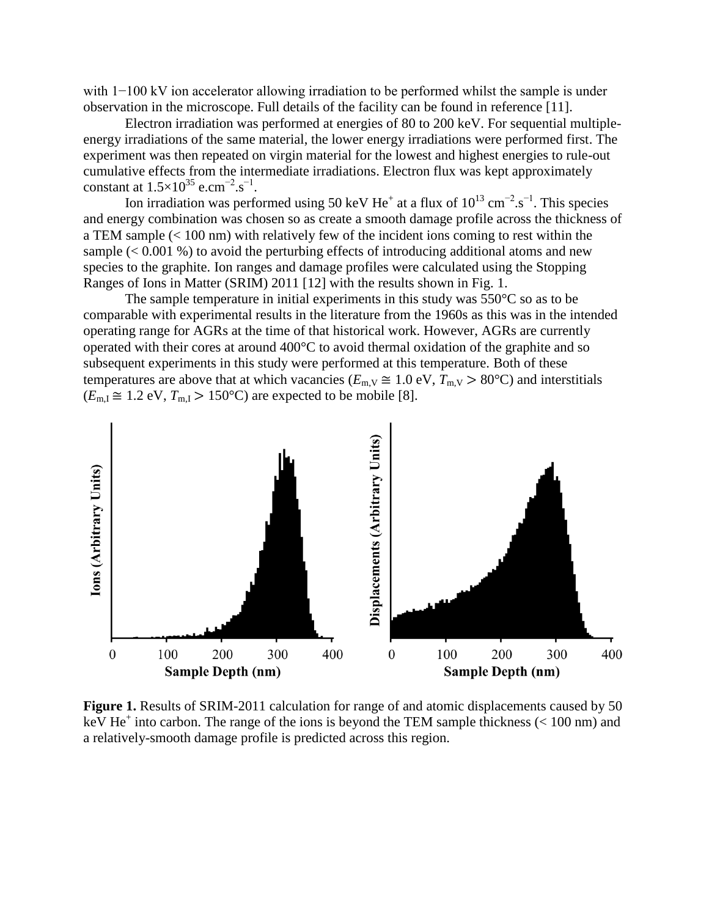with 1−100 kV ion accelerator allowing irradiation to be performed whilst the sample is under observation in the microscope. Full details of the facility can be found in reference [11].

Electron irradiation was performed at energies of 80 to 200 keV. For sequential multiple-energy irradiations of the same material, the lower energy irradiations were performed first. The experiment was then repeated on virgin material for the lowest and highest energies to rule-out cumulative effects from the intermediate irradiations. Electron flux was kept approximately constant at $1.5\times10^{35}$ e.cm$^{-2}$.s$^{-1}$.

Ion irradiation was performed using 50 keV $He^{+}$ at a flux of $10^{13}$ cm$^{-2}$.s$^{-1}$. This species and energy combination was chosen so as create a smooth damage profile across the thickness of a TEM sample (< 100 nm) with relatively few of the incident ions coming to rest within the sample (< 0.001 %) to avoid the perturbing effects of introducing additional atoms and new species to the graphite. Ion ranges and damage profiles were calculated using the Stopping Ranges of Ions in Matter (SRIM) 2011 [12] with the results shown in Fig. 1.

The sample temperature in initial experiments in this study was 550°C so as to be comparable with experimental results in the literature from the 1960s as this was in the intended operating range for AGRs at the time of that historical work. However, AGRs are currently operated with their cores at around 400°C to avoid thermal oxidation of the graphite and so subsequent experiments in this study were performed at this temperature. Both of these temperatures are above that at which vacancies ($E_{m,V} \cong 1.0$ eV, $T_{m,V} > 80$°C) and interstitials ($E_{m,I} \cong 1.2$ eV, $T_{m,I} > 150$°C) are expected to be mobile [8].

**Figure 1.** Results of SRIM-2011 calculation for range of and atomic displacements caused by 50 keV $He^{+}$ into carbon. The range of the ions is beyond the TEM sample thickness (< 100 nm) and a relatively-smooth damage profile is predicted across this region.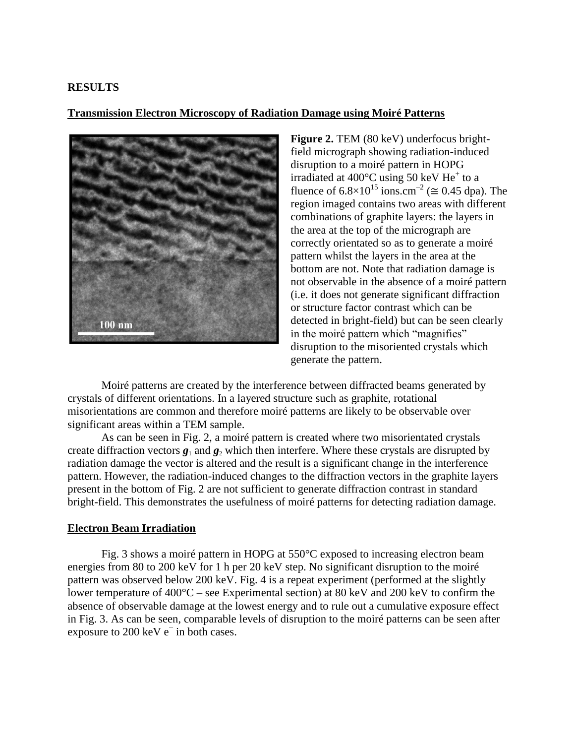## RESULTS

### Transmission Electron Microscopy of Radiation Damage using Moiré Patterns

**Figure 2.** TEM (80 keV) underfocus bright-field micrograph showing radiation-induced disruption to a moiré pattern in HOPG irradiated at 400°C using 50 keV $He^+$ to a fluence of $6.8\times10^{15}$ ions.cm$^{-2}$ ($\cong$ 0.45 dpa). The region imaged contains two areas with different combinations of graphite layers: the layers in the area at the top of the micrograph are correctly orientated so as to generate a moiré pattern whilst the layers in the area at the bottom are not. Note that radiation damage is not observable in the absence of a moiré pattern (i.e. it does not generate significant diffraction or structure factor contrast which can be detected in bright-field) but can be seen clearly in the moiré pattern which "magnifies" disruption to the misoriented crystals which generate the pattern.

Moiré patterns are created by the interference between diffracted beams generated by crystals of different orientations. In a layered structure such as graphite, rotational misorientations are common and therefore moiré patterns are likely to be observable over significant areas within a TEM sample.

As can be seen in Fig. 2, a moiré pattern is created where two misorientated crystals create diffraction vectors $\boldsymbol{g}_1$ and $\boldsymbol{g}_2$ which then interfere. Where these crystals are disrupted by radiation damage the vector is altered and the result is a significant change in the interference pattern. However, the radiation-induced changes to the diffraction vectors in the graphite layers present in the bottom of Fig. 2 are not sufficient to generate diffraction contrast in standard bright-field. This demonstrates the usefulness of moiré patterns for detecting radiation damage.

### Electron Beam Irradiation

Fig. 3 shows a moiré pattern in HOPG at 550°C exposed to increasing electron beam energies from 80 to 200 keV for 1 h per 20 keV step. No significant disruption to the moiré pattern was observed below 200 keV. Fig. 4 is a repeat experiment (performed at the slightly lower temperature of 400°C – see Experimental section) at 80 keV and 200 keV to confirm the absence of observable damage at the lowest energy and to rule out a cumulative exposure effect in Fig. 3. As can be seen, comparable levels of disruption to the moiré patterns can be seen after exposure to 200 keV $e^-$ in both cases.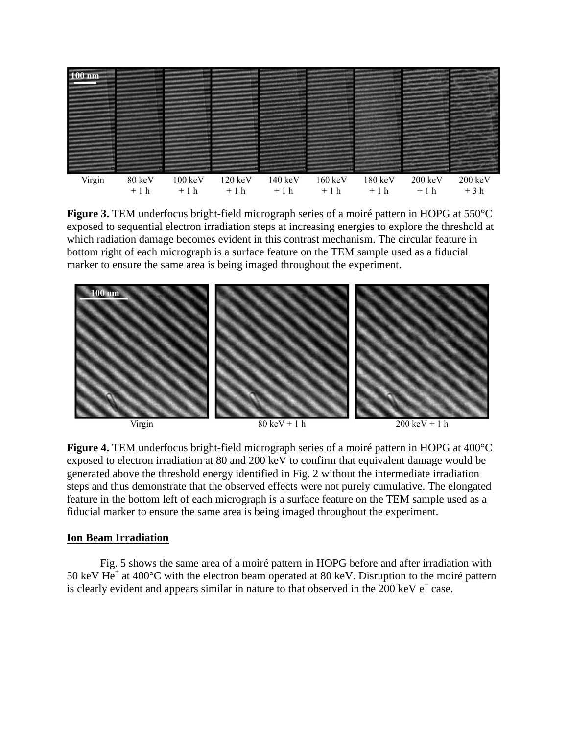**Figure 3.** TEM underfocus bright-field micrograph series of a moiré pattern in HOPG at 550°C exposed to sequential electron irradiation steps at increasing energies to explore the threshold at which radiation damage becomes evident in this contrast mechanism. The circular feature in bottom right of each micrograph is a surface feature on the TEM sample used as a fiducial marker to ensure the same area is being imaged throughout the experiment.

**Figure 4.** TEM underfocus bright-field micrograph series of a moiré pattern in HOPG at 400°C exposed to electron irradiation at 80 and 200 keV to confirm that equivalent damage would be generated above the threshold energy identified in Fig. 2 without the intermediate irradiation steps and thus demonstrate that the observed effects were not purely cumulative. The elongated feature in the bottom left of each micrograph is a surface feature on the TEM sample used as a fiducial marker to ensure the same area is being imaged throughout the experiment.

## Ion Beam Irradiation

Fig. 5 shows the same area of a moiré pattern in HOPG before and after irradiation with 50 keV $He^+$ at 400°C with the electron beam operated at 80 keV. Disruption to the moiré pattern is clearly evident and appears similar in nature to that observed in the 200 keV $e^-$ case.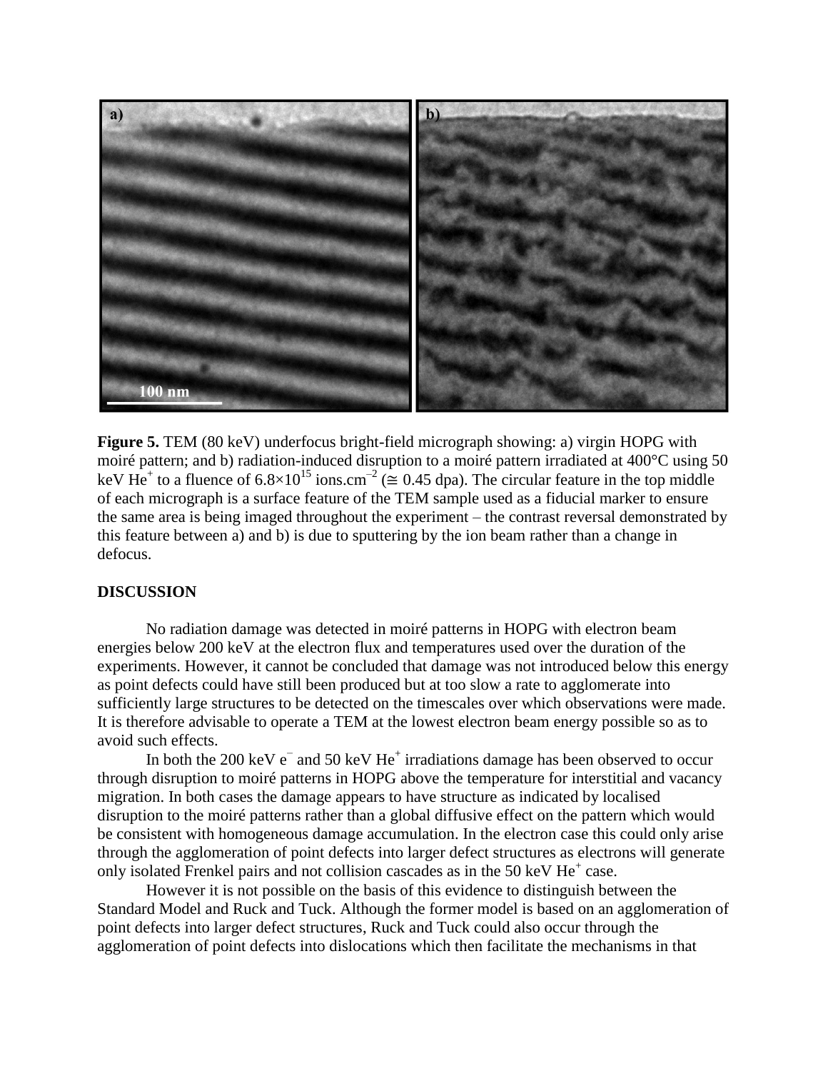**Figure 5.** TEM (80 keV) underfocus bright-field micrograph showing: a) virgin HOPG with moiré pattern; and b) radiation-induced disruption to a moiré pattern irradiated at 400°C using 50 keV $He^+$ to a fluence of $6.8 \times 10^{15}$ ions.cm$^{-2}$ ($\cong$ 0.45 dpa). The circular feature in the top middle of each micrograph is a surface feature of the TEM sample used as a fiducial marker to ensure the same area is being imaged throughout the experiment – the contrast reversal demonstrated by this feature between a) and b) is due to sputtering by the ion beam rather than a change in defocus.

## DISCUSSION

No radiation damage was detected in moiré patterns in HOPG with electron beam energies below 200 keV at the electron flux and temperatures used over the duration of the experiments. However, it cannot be concluded that damage was not introduced below this energy as point defects could have still been produced but at too slow a rate to agglomerate into sufficiently large structures to be detected on the timescales over which observations were made. It is therefore advisable to operate a TEM at the lowest electron beam energy possible so as to avoid such effects.

In both the 200 keV $e^-$ and 50 keV $He^+$ irradiations damage has been observed to occur through disruption to moiré patterns in HOPG above the temperature for interstitial and vacancy migration. In both cases the damage appears to have structure as indicated by localised disruption to the moiré patterns rather than a global diffusive effect on the pattern which would be consistent with homogeneous damage accumulation. In the electron case this could only arise through the agglomeration of point defects into larger defect structures as electrons will generate only isolated Frenkel pairs and not collision cascades as in the 50 keV $He^+$ case.

However it is not possible on the basis of this evidence to distinguish between the Standard Model and Ruck and Tuck. Although the former model is based on an agglomeration of point defects into larger defect structures, Ruck and Tuck could also occur through the agglomeration of point defects into dislocations which then facilitate the mechanisms in that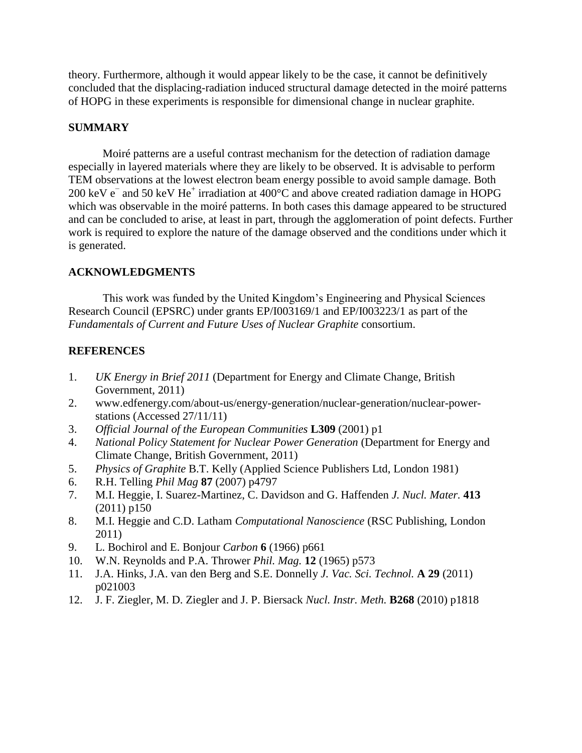theory. Furthermore, although it would appear likely to be the case, it cannot be definitively concluded that the displacing-radiation induced structural damage detected in the moiré patterns of HOPG in these experiments is responsible for dimensional change in nuclear graphite.

## SUMMARY

Moiré patterns are a useful contrast mechanism for the detection of radiation damage especially in layered materials where they are likely to be observed. It is advisable to perform TEM observations at the lowest electron beam energy possible to avoid sample damage. Both 200 keV $e^-$ and 50 keV $He^+$ irradiation at 400°C and above created radiation damage in HOPG which was observable in the moiré patterns. In both cases this damage appeared to be structured and can be concluded to arise, at least in part, through the agglomeration of point defects. Further work is required to explore the nature of the damage observed and the conditions under which it is generated.

## ACKNOWLEDGMENTS

This work was funded by the United Kingdom's Engineering and Physical Sciences Research Council (EPSRC) under grants EP/I003169/1 and EP/I003223/1 as part of the *Fundamentals of Current and Future Uses of Nuclear Graphite* consortium.

## REFERENCES

1. *UK Energy in Brief 2011* (Department for Energy and Climate Change, British Government, 2011)
2. www.edfenergy.com/about-us/energy-generation/nuclear-generation/nuclear-power-stations (Accessed 27/11/11)
3. *Official Journal of the European Communities* **L309** (2001) p1
4. *National Policy Statement for Nuclear Power Generation* (Department for Energy and Climate Change, British Government, 2011)
5. *Physics of Graphite* B.T. Kelly (Applied Science Publishers Ltd, London 1981)
6. R.H. Telling *Phil Mag* **87** (2007) p4797
7. M.I. Heggie, I. Suarez-Martinez, C. Davidson and G. Haffenden *J. Nucl. Mater.* **413** (2011) p150
8. M.I. Heggie and C.D. Latham *Computational Nanoscience* (RSC Publishing, London 2011)
9. L. Bochirol and E. Bonjour *Carbon* **6** (1966) p661
10. W.N. Reynolds and P.A. Thrower *Phil. Mag.* **12** (1965) p573
11. J.A. Hinks, J.A. van den Berg and S.E. Donnelly *J. Vac. Sci. Technol.* **A 29** (2011) p021003
12. J. F. Ziegler, M. D. Ziegler and J. P. Biersack *Nucl. Instr. Meth.* **B268** (2010) p1818